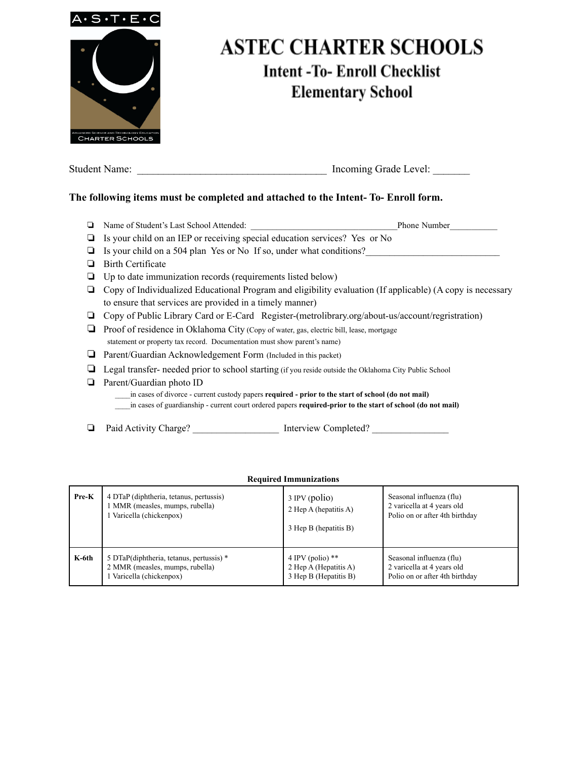A•S•T•E•C

ADVANCED SCIENCE AND TECHNOLOGY EDUCATION CHARTER SCHOOLS

# ASTEC CHARTER SCHOOLS

## Intent -To- Enroll Checklist

## Elementary School

Student Name: ___________________________________ Incoming Grade Level: _______

**The following items must be completed and attached to the Intent- To- Enroll form.**

- ❏ Name of Student's Last School Attended: ______________________________Phone Number___________
- ❏ Is your child on an IEP or receiving special education services? Yes or No
- ❏ Is your child on a 504 plan Yes or No If so, under what conditions?____________________________
- ❏ Birth Certificate
- ❏ Up to date immunization records (requirements listed below)
- ❏ Copy of Individualized Educational Program and eligibility evaluation (If applicable) (A copy is necessary to ensure that services are provided in a timely manner)
- ❏ Copy of Public Library Card or E-Card Register-(metrolibrary.org/about-us/account/regristration)
- ❏ Proof of residence in Oklahoma City (Copy of water, gas, electric bill, lease, mortgage statement or property tax record. Documentation must show parent's name)
- ❏ Parent/Guardian Acknowledgement Form (Included in this packet)
- ❏ Legal transfer- needed prior to school starting (if you reside outside the Oklahoma City Public School
- ❏ Parent/Guardian photo ID
  - ____in cases of divorce - current custody papers **required - prior to the start of school (do not mail)**
  - ____in cases of guardianship - current court ordered papers **required-prior to the start of school (do not mail)**

- ❏ Paid Activity Charge? _________________ Interview Completed? _______________

**Required Immunizations**

| | | | |
|---|---|---|---|
| **Pre-K** | 4 DTaP (diphtheria, tetanus, pertussis)<br>1 MMR (measles, mumps, rubella)<br>1 Varicella (chickenpox) | 3 IPV (polio)<br>2 Hep A (hepatitis A)<br><br>3 Hep B (hepatitis B) | Seasonal influenza (flu)<br>2 varicella at 4 years old<br>Polio on or after 4th birthday |
| **K-6th** | 5 DTaP(diphtheria, tetanus, pertussis) *<br>2 MMR (measles, mumps, rubella)<br>1 Varicella (chickenpox) | 4 IPV (polio) **<br>2 Hep A (Hepatitis A)<br>3 Hep B (Hepatitis B) | Seasonal influenza (flu)<br>2 varicella at 4 years old<br>Polio on or after 4th birthday |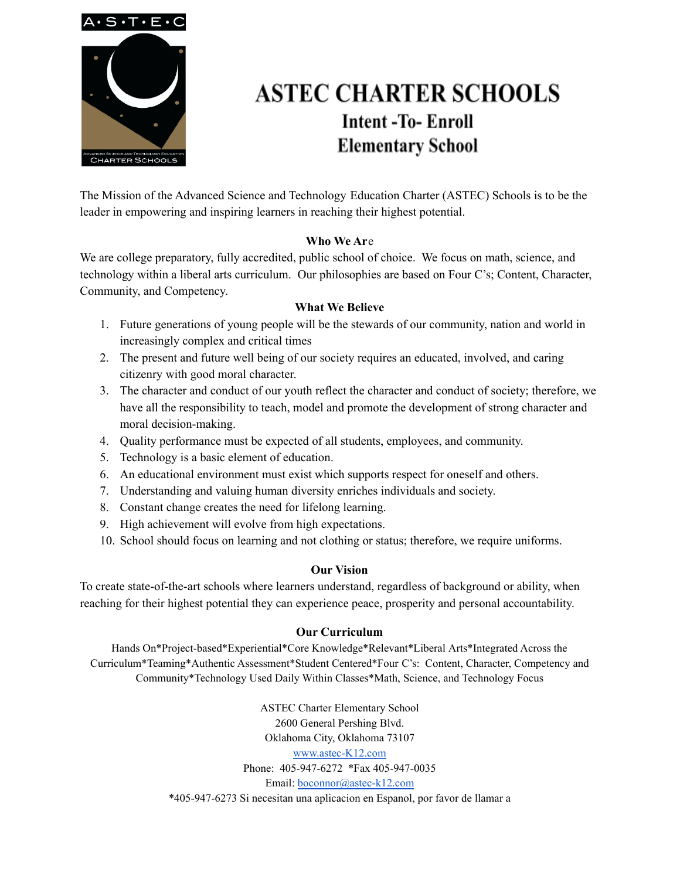A•S•T•E•C

ADVANCED SCIENCE AND TECHNOLOGY EDUCATION CHARTER SCHOOLS

# ASTEC CHARTER SCHOOLS

## Intent -To- Enroll

## Elementary School

The Mission of the Advanced Science and Technology Education Charter (ASTEC) Schools is to be the leader in empowering and inspiring learners in reaching their highest potential.

### Who We Are

We are college preparatory, fully accredited, public school of choice. We focus on math, science, and technology within a liberal arts curriculum. Our philosophies are based on Four C's; Content, Character, Community, and Competency.

### What We Believe

1. Future generations of young people will be the stewards of our community, nation and world in increasingly complex and critical times
2. The present and future well being of our society requires an educated, involved, and caring citizenry with good moral character.
3. The character and conduct of our youth reflect the character and conduct of society; therefore, we have all the responsibility to teach, model and promote the development of strong character and moral decision-making.
4. Quality performance must be expected of all students, employees, and community.
5. Technology is a basic element of education.
6. An educational environment must exist which supports respect for oneself and others.
7. Understanding and valuing human diversity enriches individuals and society.
8. Constant change creates the need for lifelong learning.
9. High achievement will evolve from high expectations.
10. School should focus on learning and not clothing or status; therefore, we require uniforms.

### Our Vision

To create state-of-the-art schools where learners understand, regardless of background or ability, when reaching for their highest potential they can experience peace, prosperity and personal accountability.

### Our Curriculum

Hands On*Project-based*Experiential*Core Knowledge*Relevant*Liberal Arts*Integrated Across the Curriculum*Teaming*Authentic Assessment*Student Centered*Four C's: Content, Character, Competency and Community*Technology Used Daily Within Classes*Math, Science, and Technology Focus

ASTEC Charter Elementary School
2600 General Pershing Blvd.
Oklahoma City, Oklahoma 73107
www.astec-K12.com
Phone: 405-947-6272 *Fax 405-947-0035
Email: boconnor@astec-k12.com
*405-947-6273 Si necesitan una aplicacion en Espanol, por favor de llamar a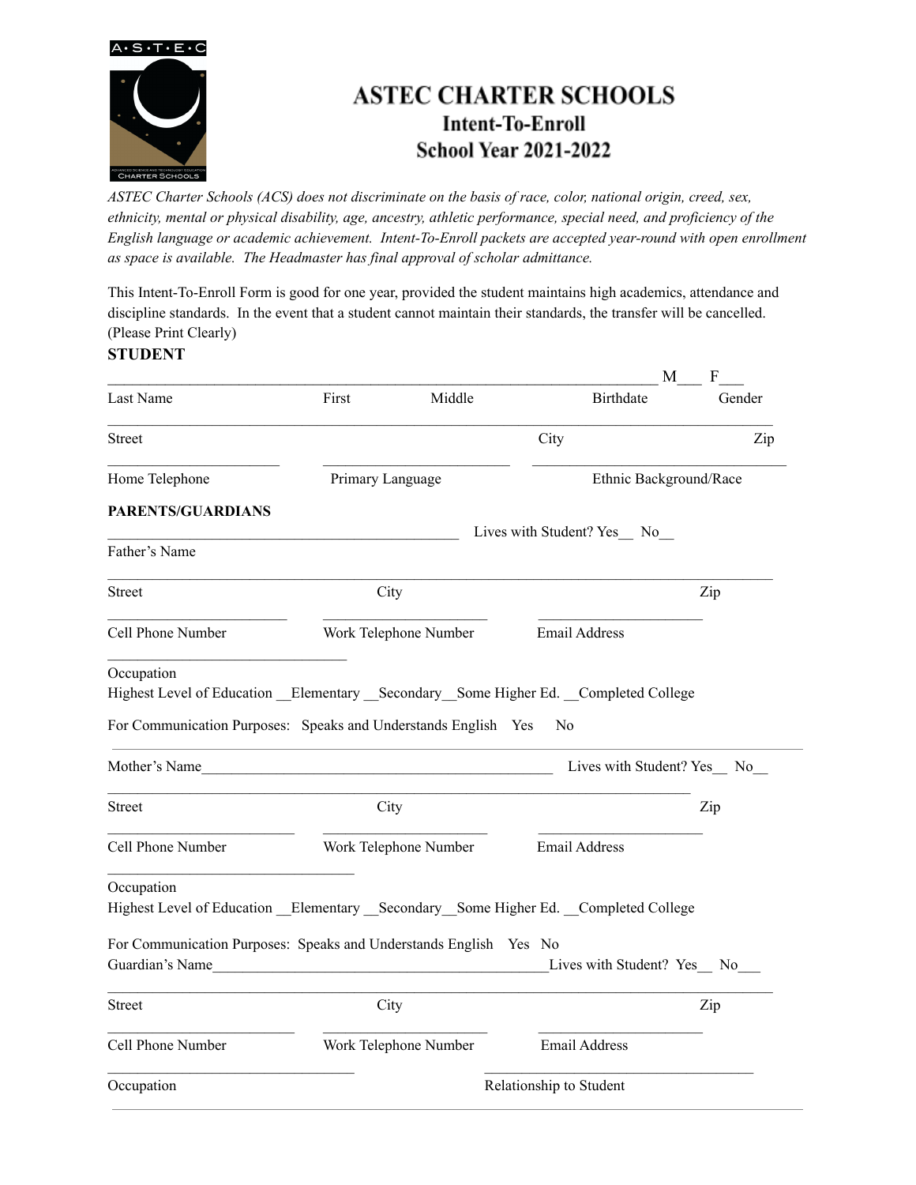# ASTEC CHARTER SCHOOLS
## Intent-To-Enroll
## School Year 2021-2022

*ASTEC Charter Schools (ACS) does not discriminate on the basis of race, color, national origin, creed, sex, ethnicity, mental or physical disability, age, ancestry, athletic performance, special need, and proficiency of the English language or academic achievement. Intent-To-Enroll packets are accepted year-round with open enrollment as space is available. The Headmaster has final approval of scholar admittance.*

This Intent-To-Enroll Form is good for one year, provided the student maintains high academics, attendance and discipline standards. In the event that a student cannot maintain their standards, the transfer will be cancelled. (Please Print Clearly)

**STUDENT**

_______________________________________________________________________ M___ F___
Last Name First Middle Birthdate Gender

______________________________________________________________________________________
Street City Zip

______________________ ________________________ _________________________________
Home Telephone Primary Language Ethnic Background/Race

**PARENTS/GUARDIANS**

_____________________________________________ Lives with Student? Yes__ No__
Father's Name

______________________________________________________________________________________
Street City Zip

_______________________ _____________________ _____________________
Cell Phone Number Work Telephone Number Email Address

_______________________________
Occupation
Highest Level of Education __Elementary __Secondary__Some Higher Ed. __Completed College

For Communication Purposes: Speaks and Understands English Yes No

---

Mother's Name_______________________________________________ Lives with Student? Yes__ No__

___________________________________________________________________________
Street City Zip

________________________ _____________________ _____________________
Cell Phone Number Work Telephone Number Email Address

________________________________
Occupation
Highest Level of Education __Elementary __Secondary__Some Higher Ed. __Completed College

For Communication Purposes: Speaks and Understands English Yes No
Guardian's Name___________________________________________Lives with Student? Yes__ No___

______________________________________________________________________________________
Street City Zip

________________________ _____________________ _____________________
Cell Phone Number Work Telephone Number Email Address

________________________________ ___________________________________
Occupation Relationship to Student

---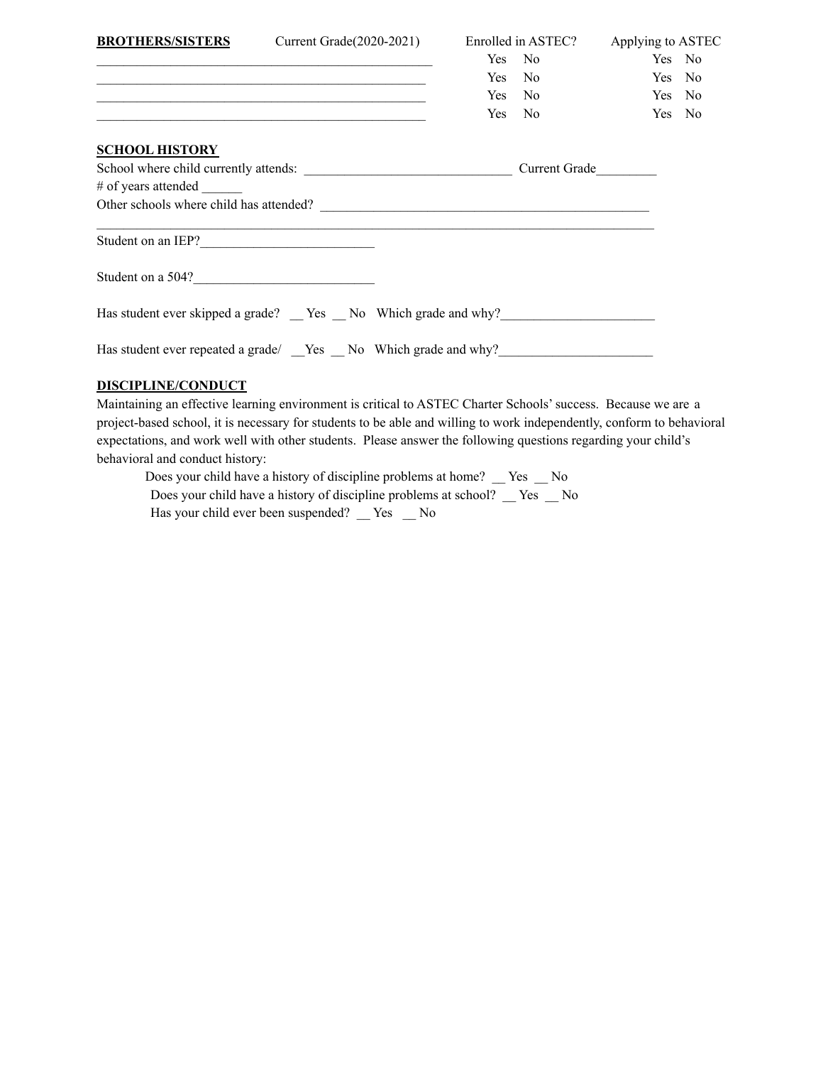| **BROTHERS/SISTERS** | Current Grade(2020-2021) | Enrolled in ASTEC? | Applying to ASTEC |
| --- | --- | --- | --- |
| ______________________ | | Yes No | Yes No |
| ______________________ | | Yes No | Yes No |
| ______________________ | | Yes No | Yes No |
| ______________________ | | Yes No | Yes No |

**SCHOOL HISTORY**

School where child currently attends: _______________________________ Current Grade_________

# of years attended ______

Other schools where child has attended? ___________________________________________________

_____________________________________________________________________________________

Student on an IEP?__________________________

Student on a 504?___________________________

Has student ever skipped a grade? __ Yes __ No Which grade and why?_______________________

Has student ever repeated a grade/ __Yes __ No Which grade and why?_______________________

**DISCIPLINE/CONDUCT**

Maintaining an effective learning environment is critical to ASTEC Charter Schools' success. Because we are a project-based school, it is necessary for students to be able and willing to work independently, conform to behavioral expectations, and work well with other students. Please answer the following questions regarding your child's behavioral and conduct history:

Does your child have a history of discipline problems at home? __ Yes __ No

Does your child have a history of discipline problems at school? __ Yes __ No

Has your child ever been suspended? __ Yes __ No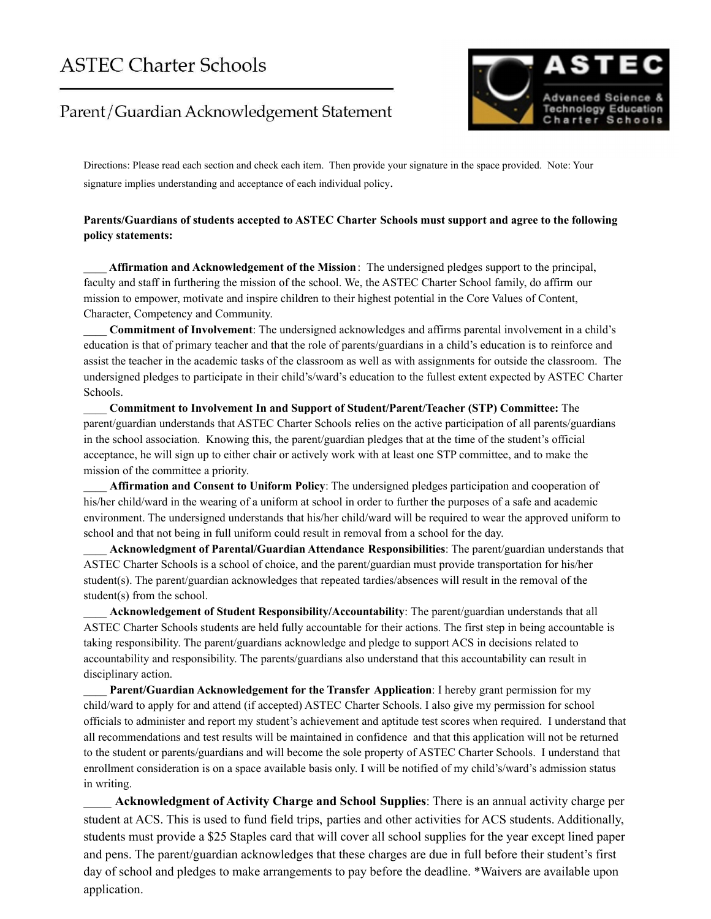# ASTEC Charter Schools

## Parent/Guardian Acknowledgement Statement

Directions: Please read each section and check each item. Then provide your signature in the space provided. Note: Your signature implies understanding and acceptance of each individual policy.

**Parents/Guardians of students accepted to ASTEC Charter Schools must support and agree to the following policy statements:**

____ **Affirmation and Acknowledgement of the Mission**: The undersigned pledges support to the principal, faculty and staff in furthering the mission of the school. We, the ASTEC Charter School family, do affirm our mission to empower, motivate and inspire children to their highest potential in the Core Values of Content, Character, Competency and Community.

____ **Commitment of Involvement**: The undersigned acknowledges and affirms parental involvement in a child's education is that of primary teacher and that the role of parents/guardians in a child's education is to reinforce and assist the teacher in the academic tasks of the classroom as well as with assignments for outside the classroom. The undersigned pledges to participate in their child's/ward's education to the fullest extent expected by ASTEC Charter Schools.

____ **Commitment to Involvement In and Support of Student/Parent/Teacher (STP) Committee:** The parent/guardian understands that ASTEC Charter Schools relies on the active participation of all parents/guardians in the school association. Knowing this, the parent/guardian pledges that at the time of the student's official acceptance, he will sign up to either chair or actively work with at least one STP committee, and to make the mission of the committee a priority.

____ **Affirmation and Consent to Uniform Policy**: The undersigned pledges participation and cooperation of his/her child/ward in the wearing of a uniform at school in order to further the purposes of a safe and academic environment. The undersigned understands that his/her child/ward will be required to wear the approved uniform to school and that not being in full uniform could result in removal from a school for the day.

____ **Acknowledgment of Parental/Guardian Attendance Responsibilities**: The parent/guardian understands that ASTEC Charter Schools is a school of choice, and the parent/guardian must provide transportation for his/her student(s). The parent/guardian acknowledges that repeated tardies/absences will result in the removal of the student(s) from the school.

____ **Acknowledgement of Student Responsibility/Accountability**: The parent/guardian understands that all ASTEC Charter Schools students are held fully accountable for their actions. The first step in being accountable is taking responsibility. The parent/guardians acknowledge and pledge to support ACS in decisions related to accountability and responsibility. The parents/guardians also understand that this accountability can result in disciplinary action.

____ **Parent/Guardian Acknowledgement for the Transfer Application**: I hereby grant permission for my child/ward to apply for and attend (if accepted) ASTEC Charter Schools. I also give my permission for school officials to administer and report my student's achievement and aptitude test scores when required. I understand that all recommendations and test results will be maintained in confidence and that this application will not be returned to the student or parents/guardians and will become the sole property of ASTEC Charter Schools. I understand that enrollment consideration is on a space available basis only. I will be notified of my child's/ward's admission status in writing.

_____ **Acknowledgment of Activity Charge and School Supplies**: There is an annual activity charge per student at ACS. This is used to fund field trips, parties and other activities for ACS students. Additionally, students must provide a $25 Staples card that will cover all school supplies for the year except lined paper and pens. The parent/guardian acknowledges that these charges are due in full before their student's first day of school and pledges to make arrangements to pay before the deadline. *Waivers are available upon application.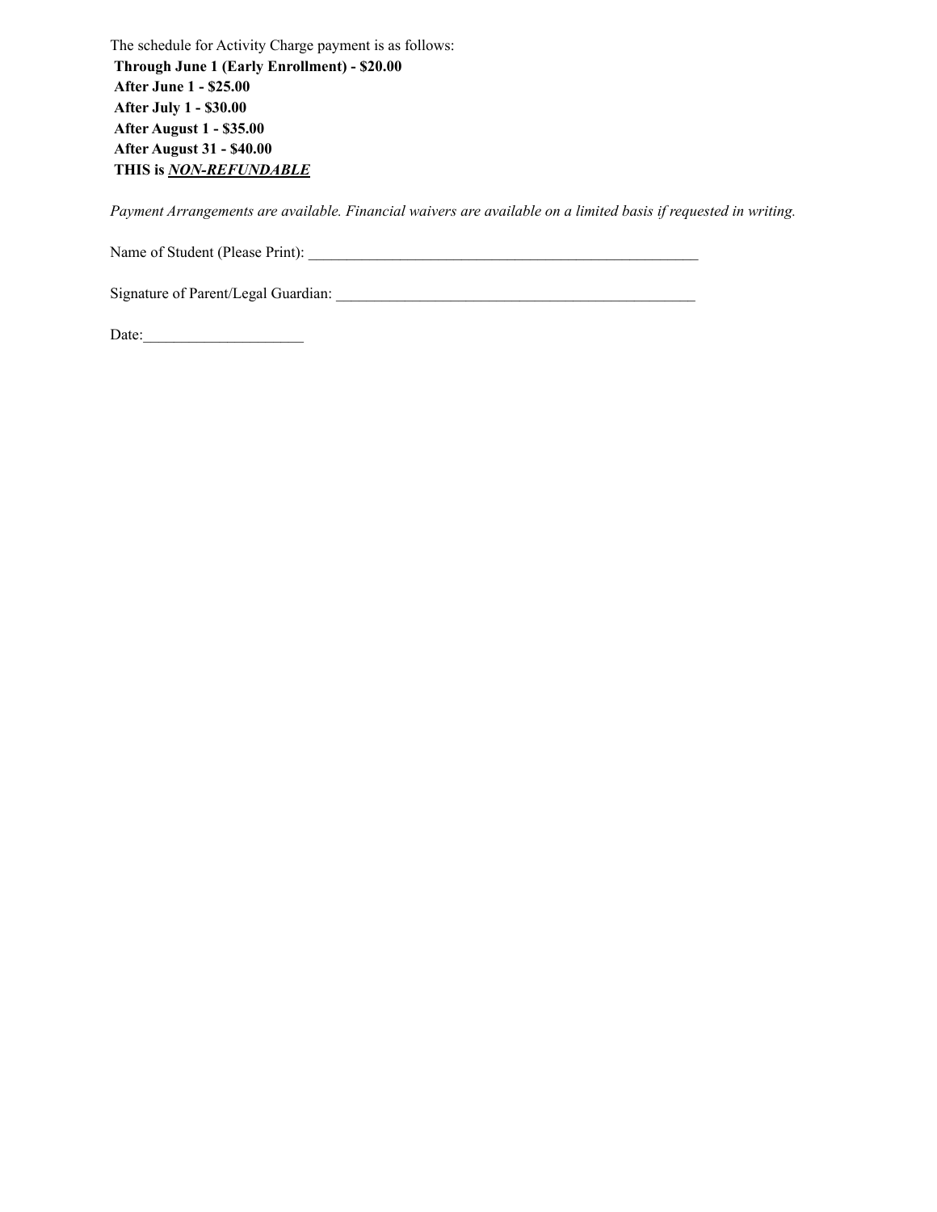The schedule for Activity Charge payment is as follows:

**Through June 1 (Early Enrollment) - $20.00**
**After June 1 - $25.00**
**After July 1 - $30.00**
**After August 1 - $35.00**
**After August 31 - $40.00**
**THIS is *<u>NON-REFUNDABLE</u>***

*Payment Arrangements are available. Financial waivers are available on a limited basis if requested in writing.*

Name of Student (Please Print): ____________________________________________________

Signature of Parent/Legal Guardian: ________________________________________________

Date:_____________________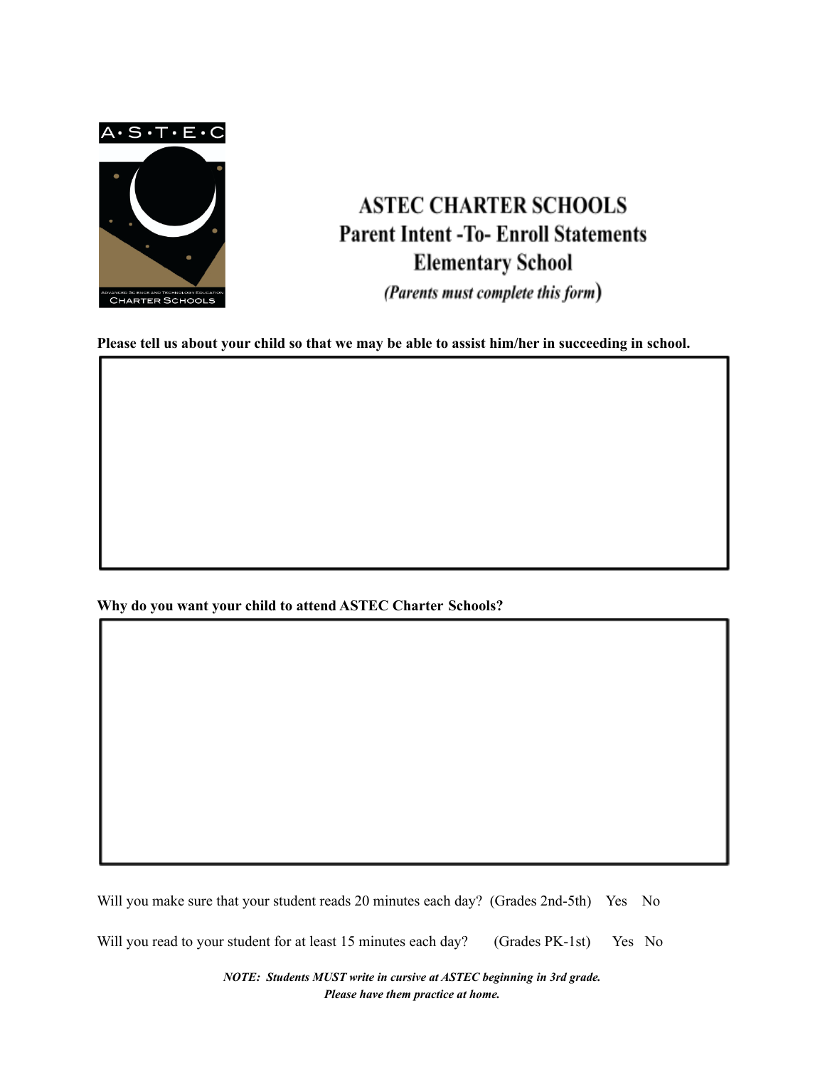# ASTEC CHARTER SCHOOLS
## Parent Intent -To- Enroll Statements
## Elementary School
*(Parents must complete this form)*

**Please tell us about your child so that we may be able to assist him/her in succeeding in school.**

**Why do you want your child to attend ASTEC Charter Schools?**

Will you make sure that your student reads 20 minutes each day? (Grades 2nd-5th) Yes No

Will you read to your student for at least 15 minutes each day? (Grades PK-1st) Yes No

***NOTE: Students MUST write in cursive at ASTEC beginning in 3rd grade. Please have them practice at home.***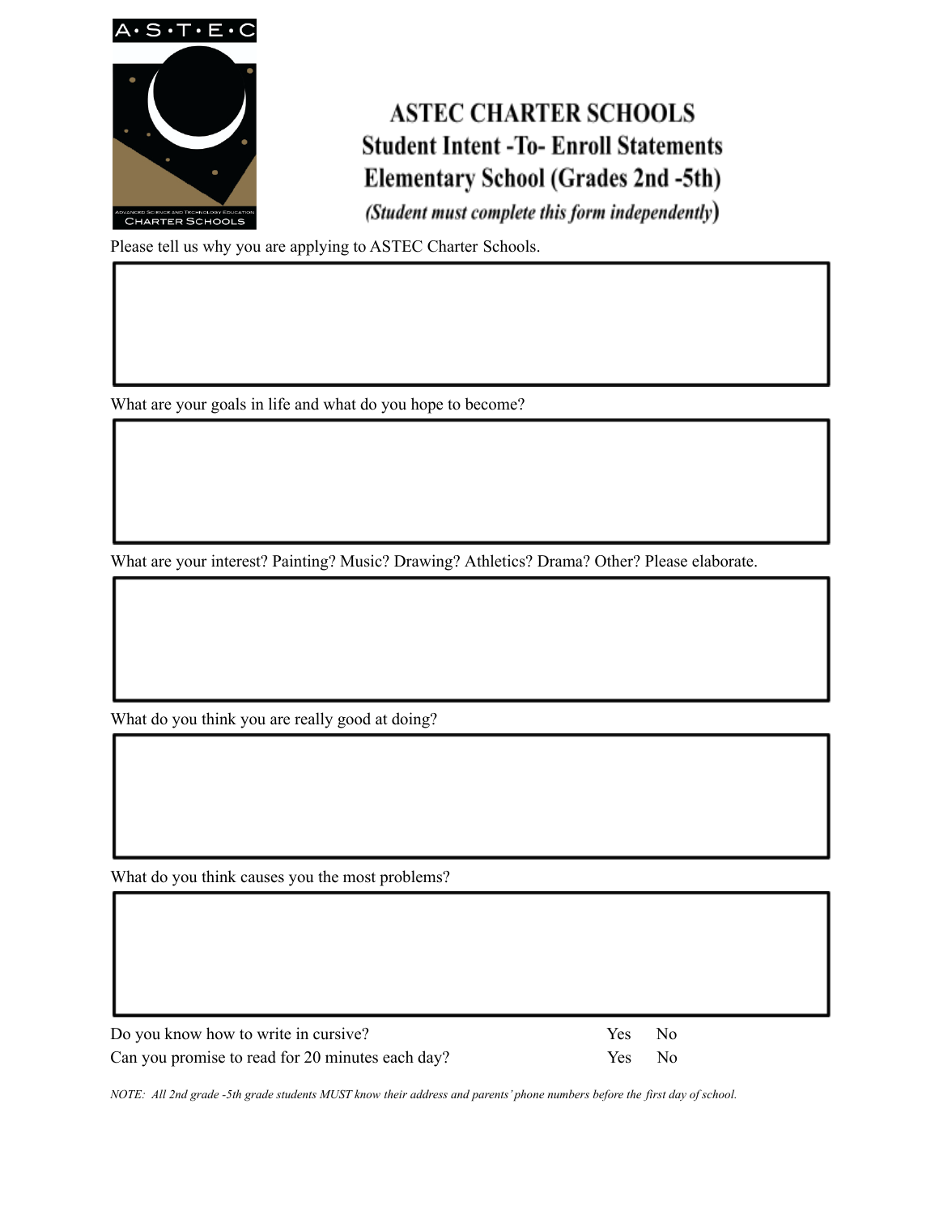# ASTEC CHARTER SCHOOLS

## Student Intent -To- Enroll Statements

## Elementary School (Grades 2nd -5th)

*(Student must complete this form independently)*

Please tell us why you are applying to ASTEC Charter Schools.

What are your goals in life and what do you hope to become?

What are your interest? Painting? Music? Drawing? Athletics? Drama? Other? Please elaborate.

What do you think you are really good at doing?

What do you think causes you the most problems?

| | | |
|---|---|---|
| Do you know how to write in cursive? | Yes | No |
| Can you promise to read for 20 minutes each day? | Yes | No |

*NOTE: All 2nd grade -5th grade students MUST know their address and parents' phone numbers before the first day of school.*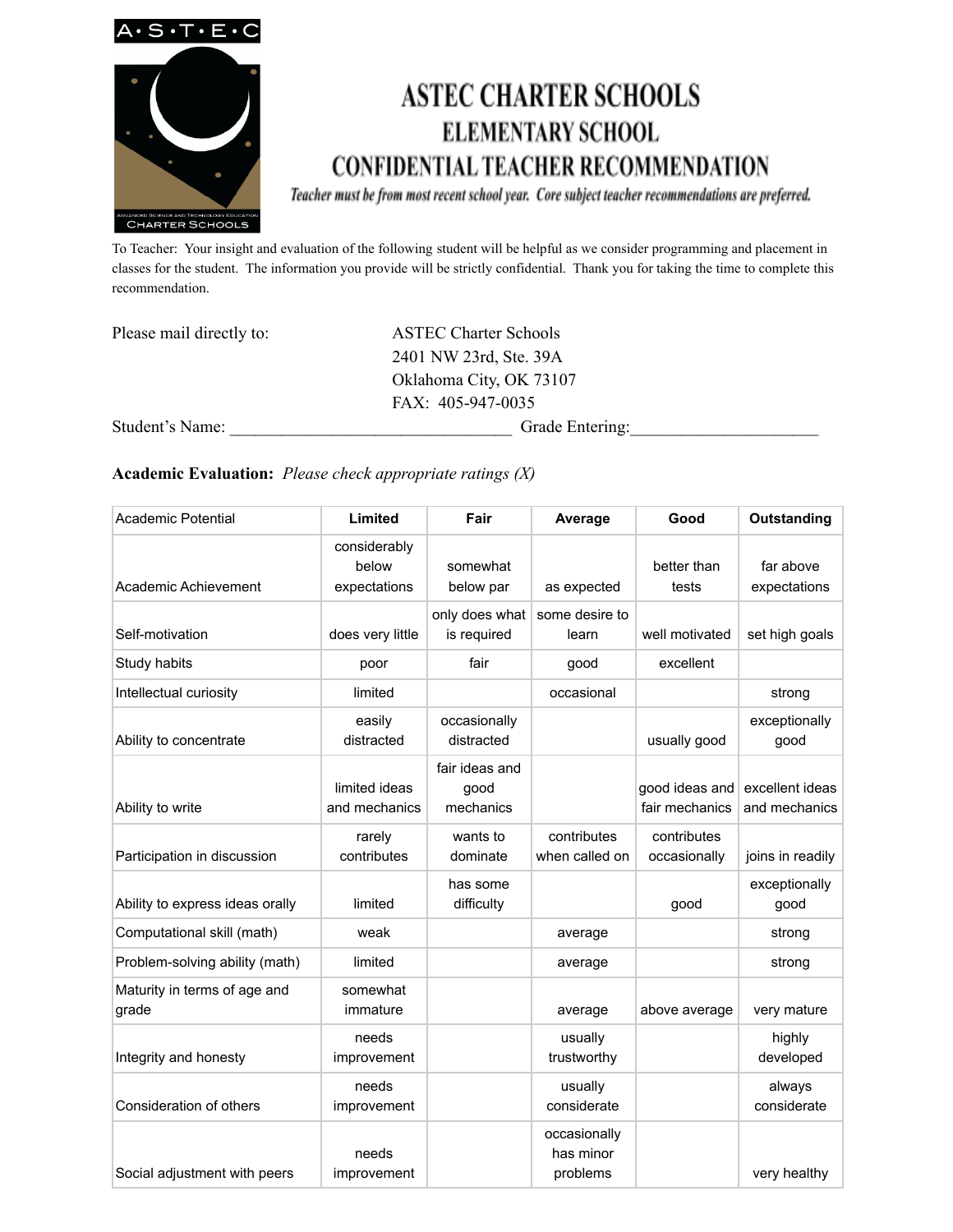# ASTEC CHARTER SCHOOLS

## ELEMENTARY SCHOOL

## CONFIDENTIAL TEACHER RECOMMENDATION

*Teacher must be from most recent school year. Core subject teacher recommendations are preferred.*

To Teacher: Your insight and evaluation of the following student will be helpful as we consider programming and placement in classes for the student. The information you provide will be strictly confidential. Thank you for taking the time to complete this recommendation.

Please mail directly to:

ASTEC Charter Schools
2401 NW 23rd, Ste. 39A
Oklahoma City, OK 73107
FAX: 405-947-0035

Student's Name: ________________________________ Grade Entering:_____________________

**Academic Evaluation:** *Please check appropriate ratings (X)*

| Academic Potential | Limited | Fair | Average | Good | Outstanding |
|---|---|---|---|---|---|
| Academic Achievement | considerably below expectations | somewhat below par | as expected | better than tests | far above expectations |
| Self-motivation | does very little | only does what is required | some desire to learn | well motivated | set high goals |
| Study habits | poor | fair | good | excellent | |
| Intellectual curiosity | limited | | occasional | | strong |
| Ability to concentrate | easily distracted | occasionally distracted | | usually good | exceptionally good |
| Ability to write | limited ideas and mechanics | fair ideas and good mechanics | | good ideas and fair mechanics | excellent ideas and mechanics |
| Participation in discussion | rarely contributes | wants to dominate | contributes when called on | contributes occasionally | joins in readily |
| Ability to express ideas orally | limited | has some difficulty | | good | exceptionally good |
| Computational skill (math) | weak | | average | | strong |
| Problem-solving ability (math) | limited | | average | | strong |
| Maturity in terms of age and grade | somewhat immature | | average | above average | very mature |
| Integrity and honesty | needs improvement | | usually trustworthy | | highly developed |
| Consideration of others | needs improvement | | usually considerate | | always considerate |
| Social adjustment with peers | needs improvement | | occasionally has minor problems | | very healthy |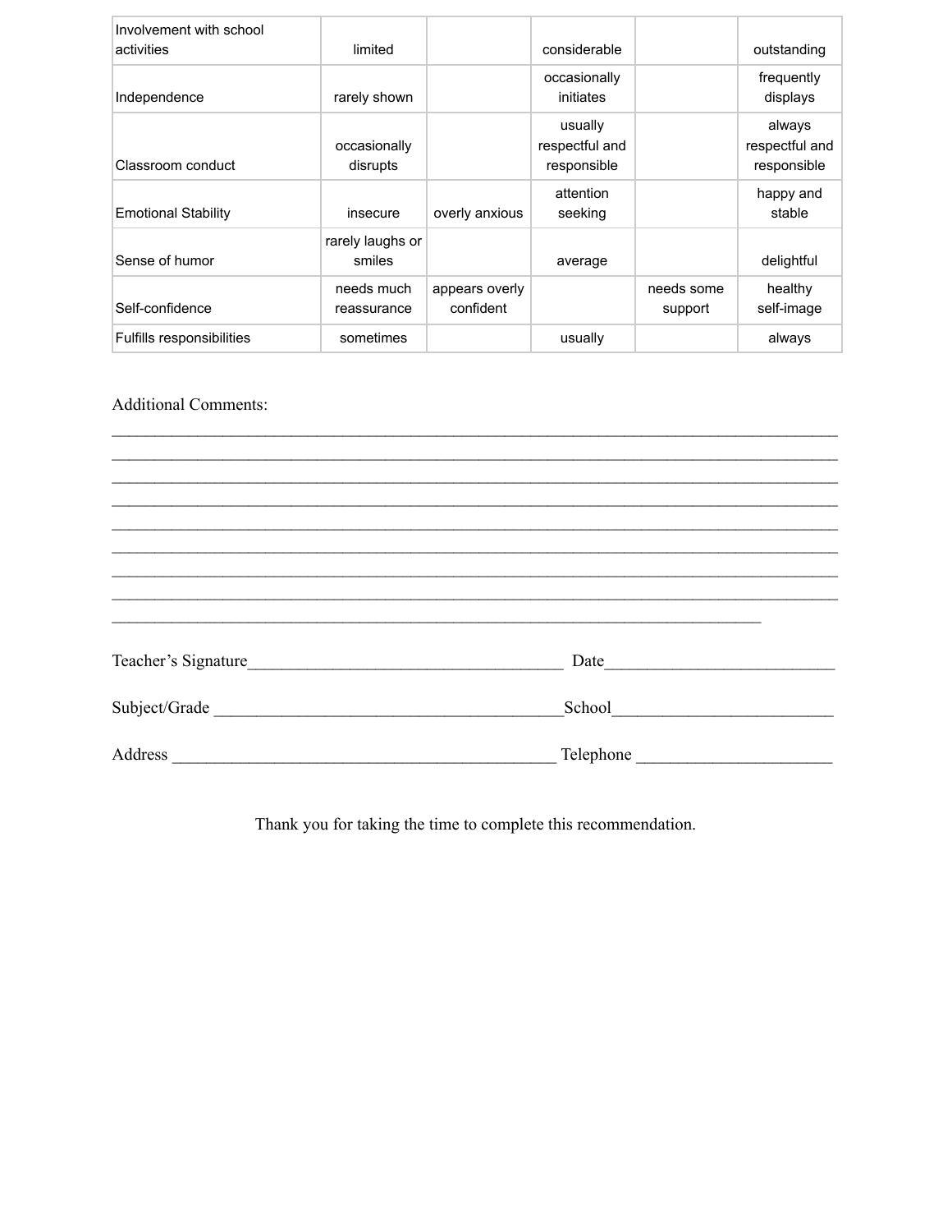| Involvement with school activities | limited | | considerable | | outstanding |
|---|---|---|---|---|---|
| Independence | rarely shown | | occasionally initiates | | frequently displays |
| Classroom conduct | occasionally disrupts | | usually respectful and responsible | | always respectful and responsible |
| Emotional Stability | insecure | overly anxious | attention seeking | | happy and stable |
| Sense of humor | rarely laughs or smiles | | average | | delightful |
| Self-confidence | needs much reassurance | appears overly confident | | needs some support | healthy self-image |
| Fulfills responsibilities | sometimes | | usually | | always |

Additional Comments:

_______________________________________________________________________________
_______________________________________________________________________________
_______________________________________________________________________________
_______________________________________________________________________________
_______________________________________________________________________________
_______________________________________________________________________________
_______________________________________________________________________________
_______________________________________________________________________________
________________________________________________________________________

Teacher's Signature___________________________________ Date__________________________

Subject/Grade _________________________________________School________________________

Address ____________________________________________ Telephone _____________________

Thank you for taking the time to complete this recommendation.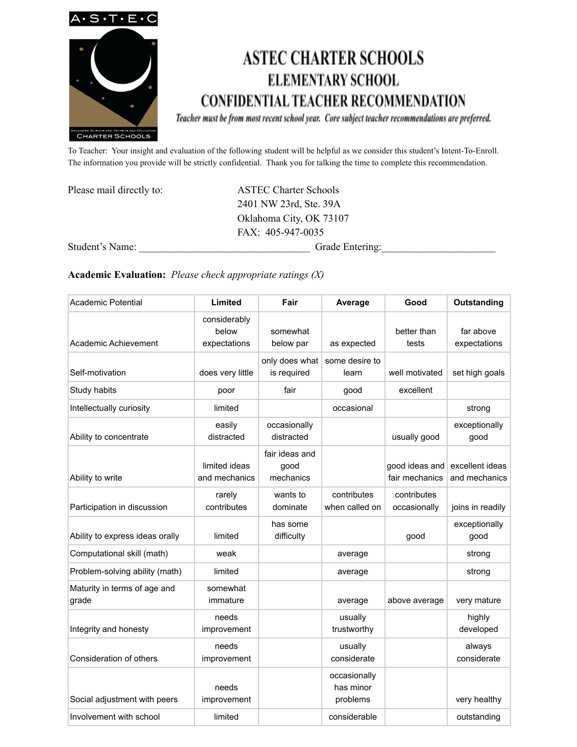A·S·T·E·C

# ASTEC CHARTER SCHOOLS
## ELEMENTARY SCHOOL
## CONFIDENTIAL TEACHER RECOMMENDATION

*Teacher must be from most recent school year. Core subject teacher recommendations are preferred.*

To Teacher: Your insight and evaluation of the following student will be helpful as we consider this student's Intent-To-Enroll. The information you provide will be strictly confidential. Thank you for talking the time to complete this recommendation.

Please mail directly to:

ASTEC Charter Schools
2401 NW 23rd, Ste. 39A
Oklahoma City, OK 73107
FAX: 405-947-0035

Student's Name: ________________________________ Grade Entering:_____________________

**Academic Evaluation:** *Please check appropriate ratings (X)*

| Academic Potential | Limited | Fair | Average | Good | Outstanding |
|---|---|---|---|---|---|
| Academic Achievement | considerably below expectations | somewhat below par | as expected | better than tests | far above expectations |
| Self-motivation | does very little | only does what is required | some desire to learn | well motivated | set high goals |
| Study habits | poor | fair | good | excellent | |
| Intellectually curiosity | limited | | occasional | | strong |
| Ability to concentrate | easily distracted | occasionally distracted | | usually good | exceptionally good |
| Ability to write | limited ideas and mechanics | fair ideas and good mechanics | | good ideas and fair mechanics | excellent ideas and mechanics |
| Participation in discussion | rarely contributes | wants to dominate | contributes when called on | contributes occasionally | joins in readily |
| Ability to express ideas orally | limited | has some difficulty | | good | exceptionally good |
| Computational skill (math) | weak | | average | | strong |
| Problem-solving ability (math) | limited | | average | | strong |
| Maturity in terms of age and grade | somewhat immature | | average | above average | very mature |
| Integrity and honesty | needs improvement | | usually trustworthy | | highly developed |
| Consideration of others | needs improvement | | usually considerate | | always considerate |
| Social adjustment with peers | needs improvement | | occasionally has minor problems | | very healthy |
| Involvement with school | limited | | considerable | | outstanding |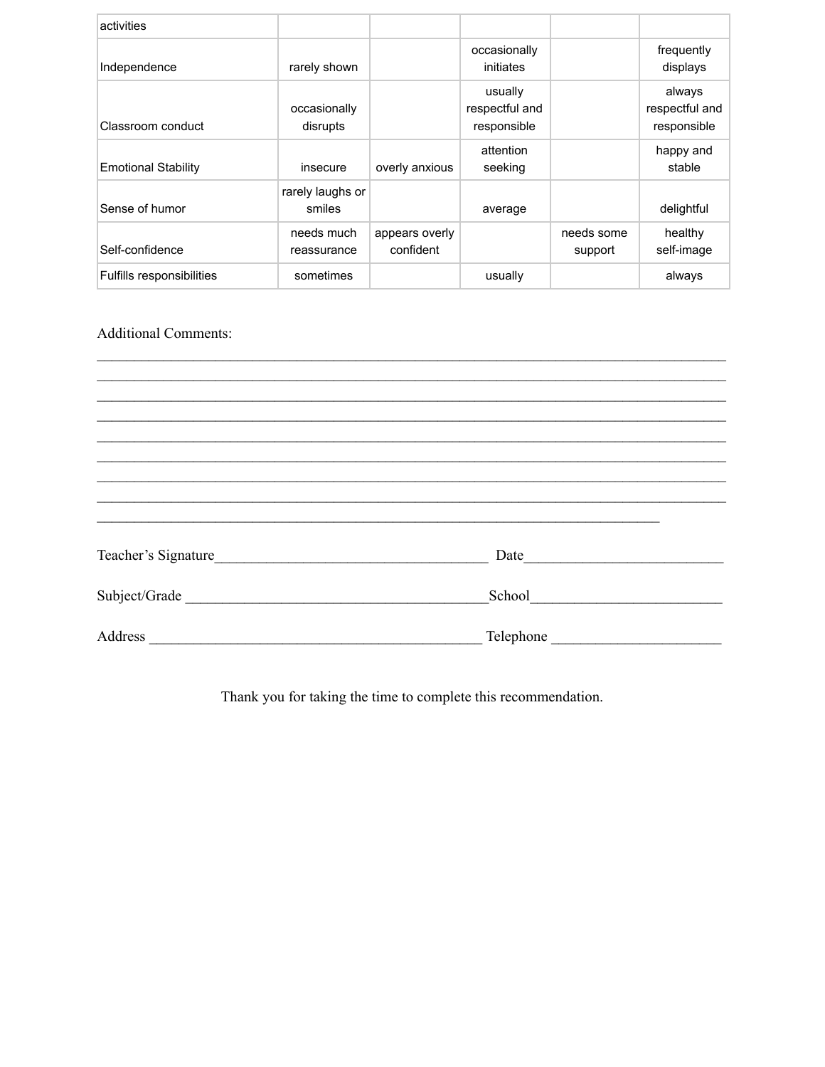| | | | | | |
|---|---|---|---|---|---|
| activities | | | | | |
| Independence | rarely shown | | occasionally initiates | | frequently displays |
| Classroom conduct | occasionally disrupts | | usually respectful and responsible | | always respectful and responsible |
| Emotional Stability | insecure | overly anxious | attention seeking | | happy and stable |
| Sense of humor | rarely laughs or smiles | | average | | delightful |
| Self-confidence | needs much reassurance | appears overly confident | | needs some support | healthy self-image |
| Fulfills responsibilities | sometimes | | usually | | always |

Additional Comments:

______________________________________________________________________________
______________________________________________________________________________
______________________________________________________________________________
______________________________________________________________________________
______________________________________________________________________________
______________________________________________________________________________
______________________________________________________________________________
______________________________________________________________________________
_______________________________________________________________________

Teacher's Signature____________________________________ Date__________________________

Subject/Grade _________________________________________School_________________________

Address _____________________________________________ Telephone ______________________

Thank you for taking the time to complete this recommendation.